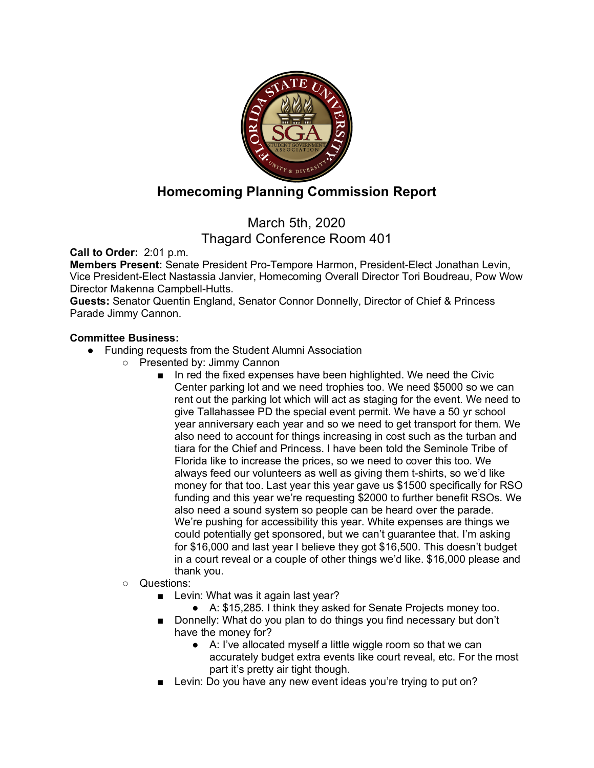# Homecoming Planning Commission Report

March 5th, 2020
Thagard Conference Room 401

**Call to Order:** 2:01 p.m.
**Members Present:** Senate President Pro-Tempore Harmon, President-Elect Jonathan Levin, Vice President-Elect Nastassia Janvier, Homecoming Overall Director Tori Boudreau, Pow Wow Director Makenna Campbell-Hutts.
**Guests:** Senator Quentin England, Senator Connor Donnelly, Director of Chief & Princess Parade Jimmy Cannon.

**Committee Business:**

- Funding requests from the Student Alumni Association
  - Presented by: Jimmy Cannon
    - In red the fixed expenses have been highlighted. We need the Civic Center parking lot and we need trophies too. We need $5000 so we can rent out the parking lot which will act as staging for the event. We need to give Tallahassee PD the special event permit. We have a 50 yr school year anniversary each year and so we need to get transport for them. We also need to account for things increasing in cost such as the turban and tiara for the Chief and Princess. I have been told the Seminole Tribe of Florida like to increase the prices, so we need to cover this too. We always feed our volunteers as well as giving them t-shirts, so we'd like money for that too. Last year this year gave us $1500 specifically for RSO funding and this year we're requesting $2000 to further benefit RSOs. We also need a sound system so people can be heard over the parade. We're pushing for accessibility this year. White expenses are things we could potentially get sponsored, but we can't guarantee that. I'm asking for $16,000 and last year I believe they got $16,500. This doesn't budget in a court reveal or a couple of other things we'd like. $16,000 please and thank you.
  - Questions:
    - Levin: What was it again last year?
      - A: $15,285. I think they asked for Senate Projects money too.
    - Donnelly: What do you plan to do things you find necessary but don't have the money for?
      - A: I've allocated myself a little wiggle room so that we can accurately budget extra events like court reveal, etc. For the most part it's pretty air tight though.
    - Levin: Do you have any new event ideas you're trying to put on?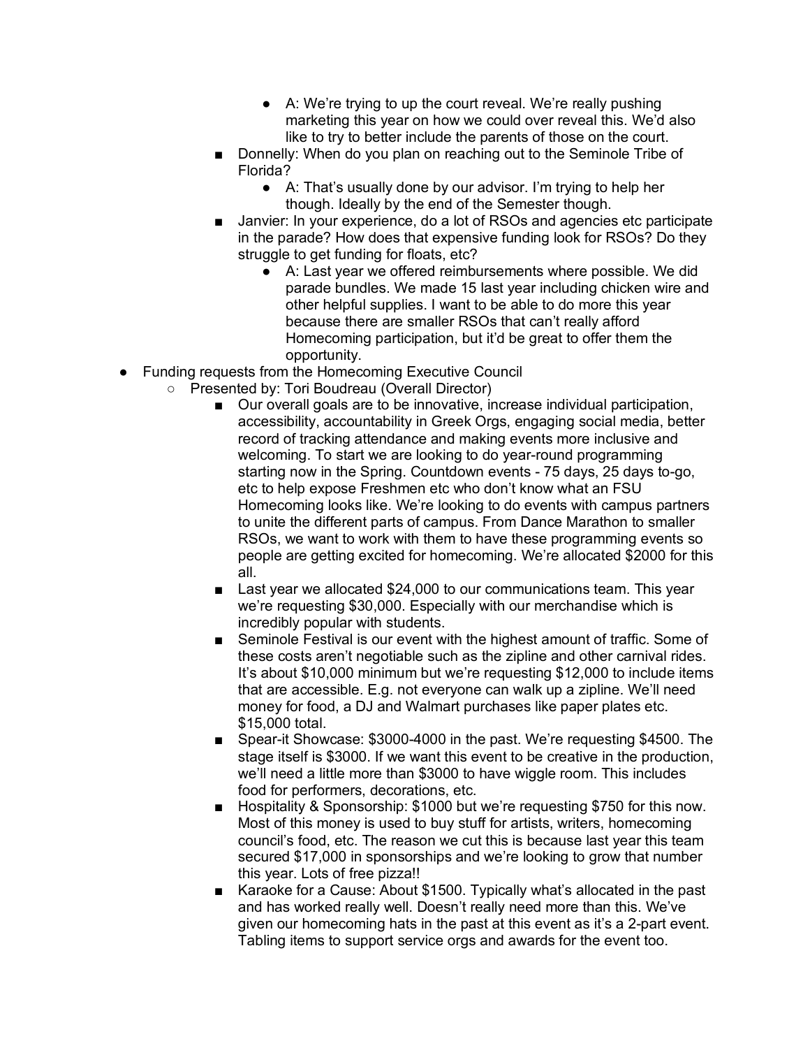- A: We're trying to up the court reveal. We're really pushing marketing this year on how we could over reveal this. We'd also like to try to better include the parents of those on the court.
      - Donnelly: When do you plan on reaching out to the Seminole Tribe of Florida?
        - A: That's usually done by our advisor. I'm trying to help her though. Ideally by the end of the Semester though.
      - Janvier: In your experience, do a lot of RSOs and agencies etc participate in the parade? How does that expensive funding look for RSOs? Do they struggle to get funding for floats, etc?
        - A: Last year we offered reimbursements where possible. We did parade bundles. We made 15 last year including chicken wire and other helpful supplies. I want to be able to do more this year because there are smaller RSOs that can't really afford Homecoming participation, but it'd be great to offer them the opportunity.
- Funding requests from the Homecoming Executive Council
  - Presented by: Tori Boudreau (Overall Director)
    - Our overall goals are to be innovative, increase individual participation, accessibility, accountability in Greek Orgs, engaging social media, better record of tracking attendance and making events more inclusive and welcoming. To start we are looking to do year-round programming starting now in the Spring. Countdown events - 75 days, 25 days to-go, etc to help expose Freshmen etc who don't know what an FSU Homecoming looks like. We're looking to do events with campus partners to unite the different parts of campus. From Dance Marathon to smaller RSOs, we want to work with them to have these programming events so people are getting excited for homecoming. We're allocated $2000 for this all.
    - Last year we allocated $24,000 to our communications team. This year we're requesting $30,000. Especially with our merchandise which is incredibly popular with students.
    - Seminole Festival is our event with the highest amount of traffic. Some of these costs aren't negotiable such as the zipline and other carnival rides. It's about $10,000 minimum but we're requesting $12,000 to include items that are accessible. E.g. not everyone can walk up a zipline. We'll need money for food, a DJ and Walmart purchases like paper plates etc. $15,000 total.
    - Spear-it Showcase: $3000-4000 in the past. We're requesting $4500. The stage itself is $3000. If we want this event to be creative in the production, we'll need a little more than $3000 to have wiggle room. This includes food for performers, decorations, etc.
    - Hospitality & Sponsorship: $1000 but we're requesting $750 for this now. Most of this money is used to buy stuff for artists, writers, homecoming council's food, etc. The reason we cut this is because last year this team secured $17,000 in sponsorships and we're looking to grow that number this year. Lots of free pizza!!
    - Karaoke for a Cause: About $1500. Typically what's allocated in the past and has worked really well. Doesn't really need more than this. We've given our homecoming hats in the past at this event as it's a 2-part event. Tabling items to support service orgs and awards for the event too.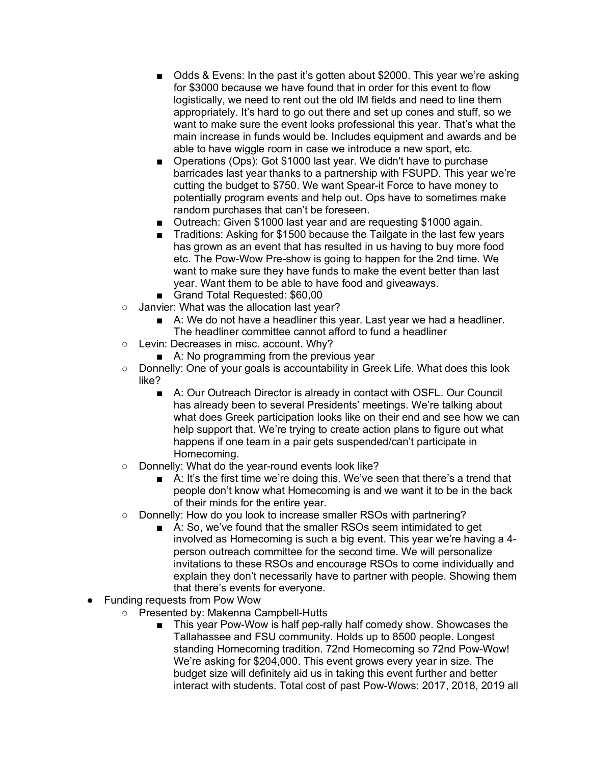- Odds & Evens: In the past it's gotten about $2000. This year we're asking for $3000 because we have found that in order for this event to flow logistically, we need to rent out the old IM fields and need to line them appropriately. It's hard to go out there and set up cones and stuff, so we want to make sure the event looks professional this year. That's what the main increase in funds would be. Includes equipment and awards and be able to have wiggle room in case we introduce a new sport, etc.
        - Operations (Ops): Got $1000 last year. We didn't have to purchase barricades last year thanks to a partnership with FSUPD. This year we're cutting the budget to $750. We want Spear-it Force to have money to potentially program events and help out. Ops have to sometimes make random purchases that can't be foreseen.
        - Outreach: Given $1000 last year and are requesting $1000 again.
        - Traditions: Asking for $1500 because the Tailgate in the last few years has grown as an event that has resulted in us having to buy more food etc. The Pow-Wow Pre-show is going to happen for the 2nd time. We want to make sure they have funds to make the event better than last year. Want them to be able to have food and giveaways.
        - Grand Total Requested: $60,00
    - Janvier: What was the allocation last year?
        - A: We do not have a headliner this year. Last year we had a headliner. The headliner committee cannot afford to fund a headliner
    - Levin: Decreases in misc. account. Why?
        - A: No programming from the previous year
    - Donnelly: One of your goals is accountability in Greek Life. What does this look like?
        - A: Our Outreach Director is already in contact with OSFL. Our Council has already been to several Presidents' meetings. We're talking about what does Greek participation looks like on their end and see how we can help support that. We're trying to create action plans to figure out what happens if one team in a pair gets suspended/can't participate in Homecoming.
    - Donnelly: What do the year-round events look like?
        - A: It's the first time we're doing this. We've seen that there's a trend that people don't know what Homecoming is and we want it to be in the back of their minds for the entire year.
    - Donnelly: How do you look to increase smaller RSOs with partnering?
        - A: So, we've found that the smaller RSOs seem intimidated to get involved as Homecoming is such a big event. This year we're having a 4-person outreach committee for the second time. We will personalize invitations to these RSOs and encourage RSOs to come individually and explain they don't necessarily have to partner with people. Showing them that there's events for everyone.
- Funding requests from Pow Wow
    - Presented by: Makenna Campbell-Hutts
        - This year Pow-Wow is half pep-rally half comedy show. Showcases the Tallahassee and FSU community. Holds up to 8500 people. Longest standing Homecoming tradition. 72nd Homecoming so 72nd Pow-Wow! We're asking for $204,000. This event grows every year in size. The budget size will definitely aid us in taking this event further and better interact with students. Total cost of past Pow-Wows: 2017, 2018, 2019 all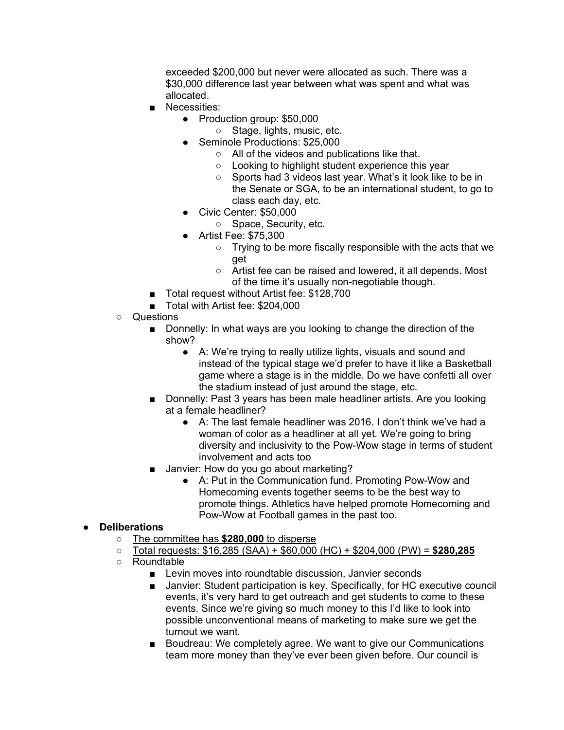exceeded $200,000 but never were allocated as such. There was a $30,000 difference last year between what was spent and what was allocated.

        - Necessities:
            - Production group: $50,000
                - Stage, lights, music, etc.
            - Seminole Productions: $25,000
                - All of the videos and publications like that.
                - Looking to highlight student experience this year
                - Sports had 3 videos last year. What's it look like to be in the Senate or SGA, to be an international student, to go to class each day, etc.
            - Civic Center: $50,000
                - Space, Security, etc.
            - Artist Fee: $75,300
                - Trying to be more fiscally responsible with the acts that we get
                - Artist fee can be raised and lowered, it all depends. Most of the time it's usually non-negotiable though.
        - Total request without Artist fee: $128,700
        - Total with Artist fee: $204,000
    - Questions
        - Donnelly: In what ways are you looking to change the direction of the show?
            - A: We're trying to really utilize lights, visuals and sound and instead of the typical stage we'd prefer to have it like a Basketball game where a stage is in the middle. Do we have confetti all over the stadium instead of just around the stage, etc.
        - Donnelly: Past 3 years has been male headliner artists. Are you looking at a female headliner?
            - A: The last female headliner was 2016. I don't think we've had a woman of color as a headliner at all yet. We're going to bring diversity and inclusivity to the Pow-Wow stage in terms of student involvement and acts too
        - Janvier: How do you go about marketing?
            - A: Put in the Communication fund. Promoting Pow-Wow and Homecoming events together seems to be the best way to promote things. Athletics have helped promote Homecoming and Pow-Wow at Football games in the past too.

- **Deliberations**
    - <u>The committee has **$280,000** to disperse</u>
    - <u>Total requests: $16,285 (SAA) + $60,000 (HC) + $204,000 (PW) = **$280,285**</u>
    - Roundtable
        - Levin moves into roundtable discussion, Janvier seconds
        - Janvier: Student participation is key. Specifically, for HC executive council events, it's very hard to get outreach and get students to come to these events. Since we're giving so much money to this I'd like to look into possible unconventional means of marketing to make sure we get the turnout we want.
        - Boudreau: We completely agree. We want to give our Communications team more money than they've ever been given before. Our council is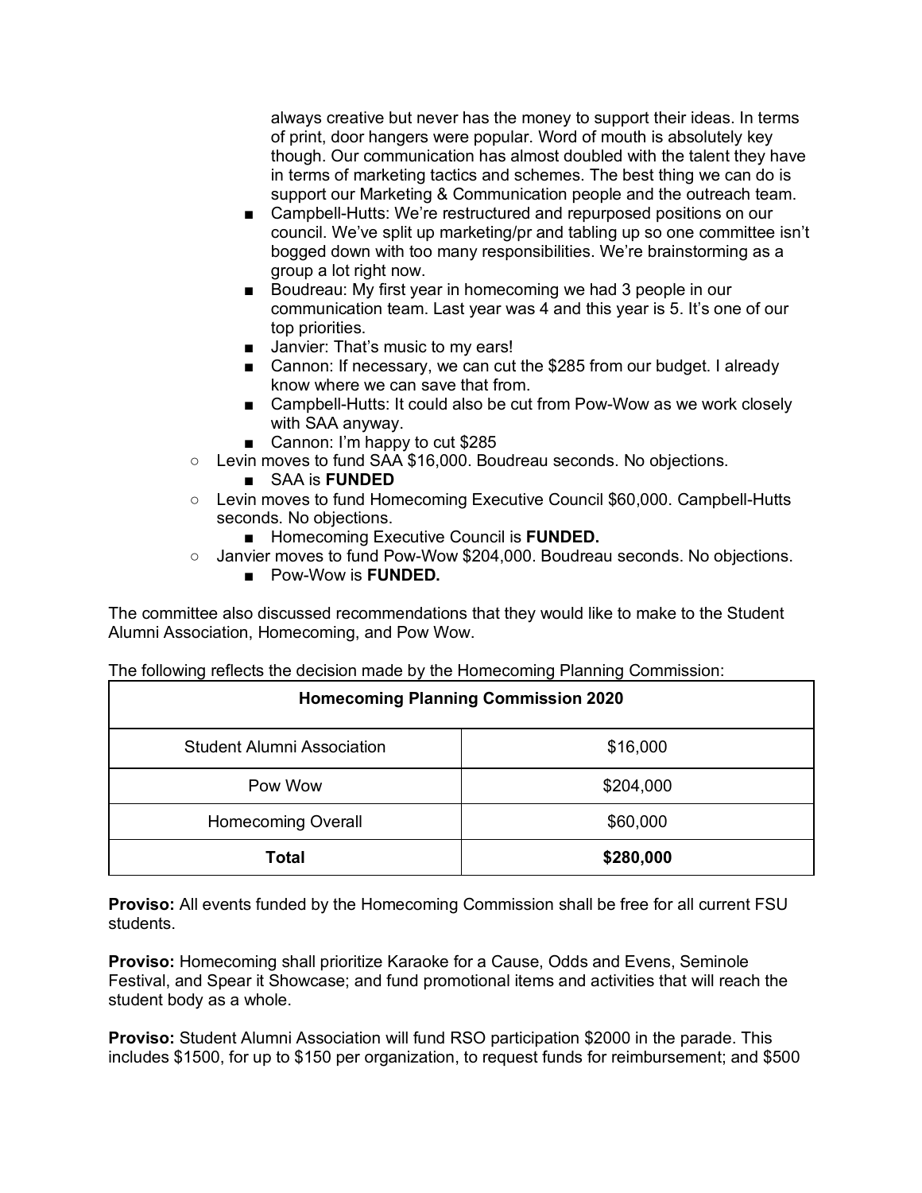always creative but never has the money to support their ideas. In terms of print, door hangers were popular. Word of mouth is absolutely key though. Our communication has almost doubled with the talent they have in terms of marketing tactics and schemes. The best thing we can do is support our Marketing & Communication people and the outreach team.

    - Campbell-Hutts: We're restructured and repurposed positions on our council. We've split up marketing/pr and tabling up so one committee isn't bogged down with too many responsibilities. We're brainstorming as a group a lot right now.
    - Boudreau: My first year in homecoming we had 3 people in our communication team. Last year was 4 and this year is 5. It's one of our top priorities.
    - Janvier: That's music to my ears!
    - Cannon: If necessary, we can cut the $285 from our budget. I already know where we can save that from.
    - Campbell-Hutts: It could also be cut from Pow-Wow as we work closely with SAA anyway.
    - Cannon: I'm happy to cut $285
- Levin moves to fund SAA $16,000. Boudreau seconds. No objections.
    - SAA is **FUNDED**
- Levin moves to fund Homecoming Executive Council $60,000. Campbell-Hutts seconds. No objections.
    - Homecoming Executive Council is **FUNDED.**
- Janvier moves to fund Pow-Wow $204,000. Boudreau seconds. No objections.
    - Pow-Wow is **FUNDED.**

The committee also discussed recommendations that they would like to make to the Student Alumni Association, Homecoming, and Pow Wow.

The following reflects the decision made by the Homecoming Planning Commission:

| **Homecoming Planning Commission 2020** | |
|---|---|
| Student Alumni Association | $16,000 |
| Pow Wow | $204,000 |
| Homecoming Overall | $60,000 |
| **Total** | **$280,000** |

**Proviso:** All events funded by the Homecoming Commission shall be free for all current FSU students.

**Proviso:** Homecoming shall prioritize Karaoke for a Cause, Odds and Evens, Seminole Festival, and Spear it Showcase; and fund promotional items and activities that will reach the student body as a whole.

**Proviso:** Student Alumni Association will fund RSO participation $2000 in the parade. This includes $1500, for up to $150 per organization, to request funds for reimbursement; and $500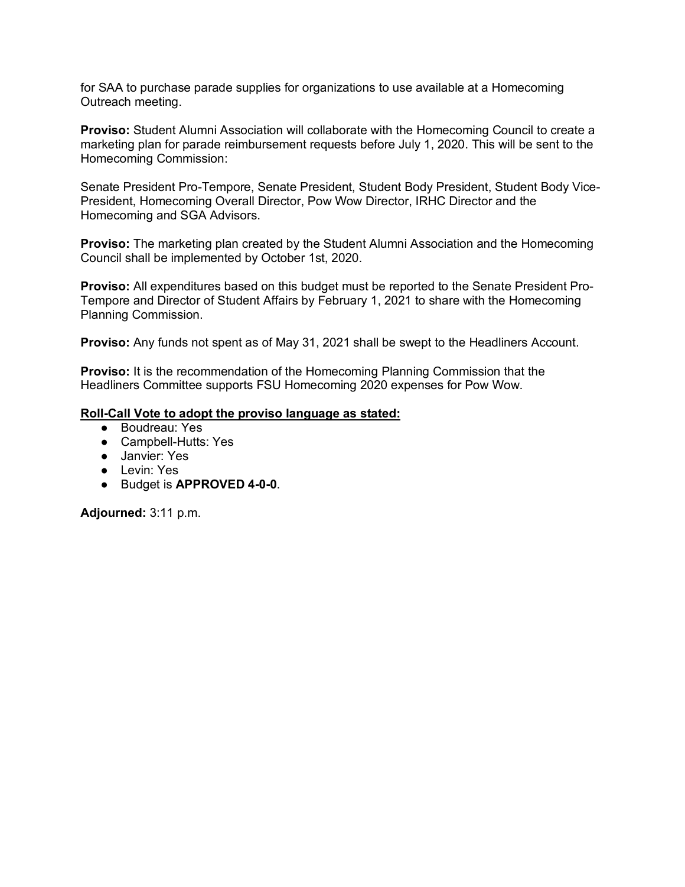for SAA to purchase parade supplies for organizations to use available at a Homecoming Outreach meeting.

**Proviso:** Student Alumni Association will collaborate with the Homecoming Council to create a marketing plan for parade reimbursement requests before July 1, 2020. This will be sent to the Homecoming Commission:

Senate President Pro-Tempore, Senate President, Student Body President, Student Body Vice-President, Homecoming Overall Director, Pow Wow Director, IRHC Director and the Homecoming and SGA Advisors.

**Proviso:** The marketing plan created by the Student Alumni Association and the Homecoming Council shall be implemented by October 1st, 2020.

**Proviso:** All expenditures based on this budget must be reported to the Senate President Pro-Tempore and Director of Student Affairs by February 1, 2021 to share with the Homecoming Planning Commission.

**Proviso:** Any funds not spent as of May 31, 2021 shall be swept to the Headliners Account.

**Proviso:** It is the recommendation of the Homecoming Planning Commission that the Headliners Committee supports FSU Homecoming 2020 expenses for Pow Wow.

**Roll-Call Vote to adopt the proviso language as stated:**

- Boudreau: Yes
- Campbell-Hutts: Yes
- Janvier: Yes
- Levin: Yes
- Budget is **APPROVED 4-0-0**.

**Adjourned:** 3:11 p.m.